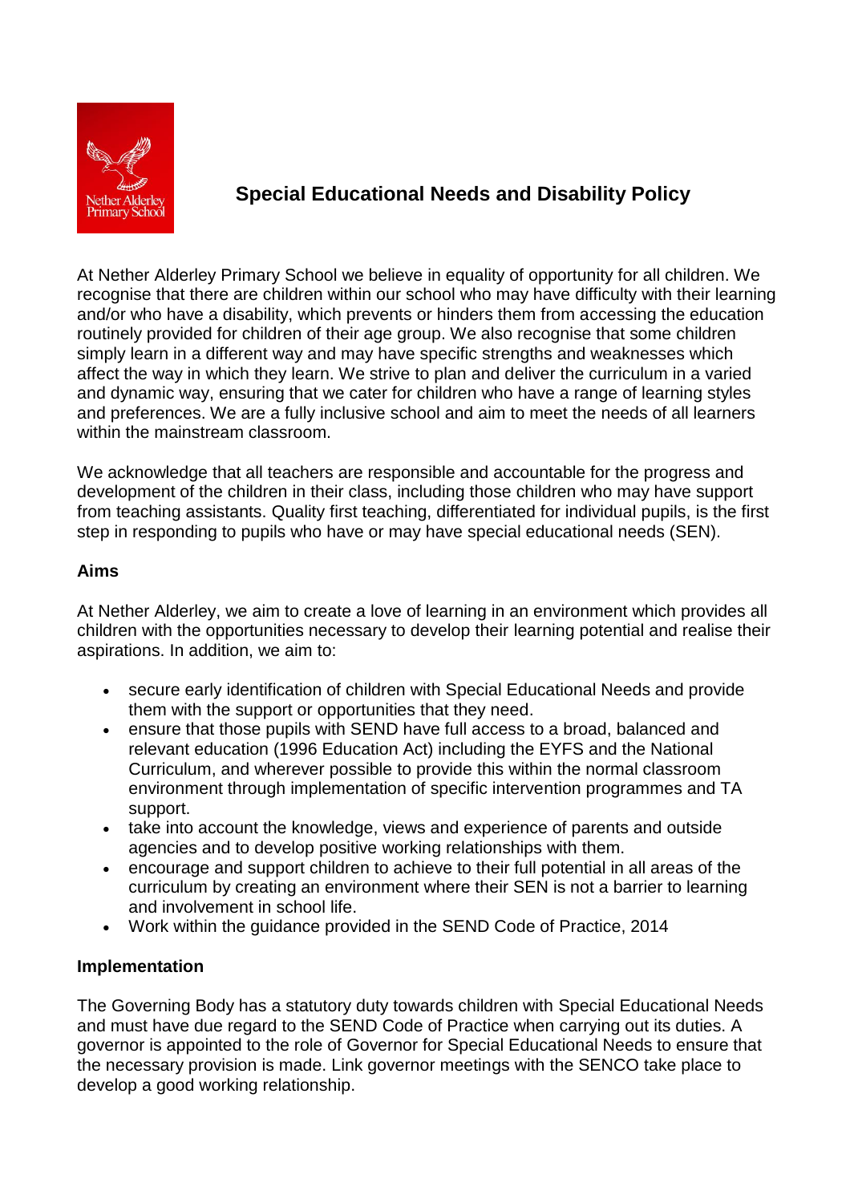# Special Educational Needs and Disability Policy

At Nether Alderley Primary School we believe in equality of opportunity for all children. We recognise that there are children within our school who may have difficulty with their learning and/or who have a disability, which prevents or hinders them from accessing the education routinely provided for children of their age group. We also recognise that some children simply learn in a different way and may have specific strengths and weaknesses which affect the way in which they learn. We strive to plan and deliver the curriculum in a varied and dynamic way, ensuring that we cater for children who have a range of learning styles and preferences. We are a fully inclusive school and aim to meet the needs of all learners within the mainstream classroom.

We acknowledge that all teachers are responsible and accountable for the progress and development of the children in their class, including those children who may have support from teaching assistants. Quality first teaching, differentiated for individual pupils, is the first step in responding to pupils who have or may have special educational needs (SEN).

## Aims

At Nether Alderley, we aim to create a love of learning in an environment which provides all children with the opportunities necessary to develop their learning potential and realise their aspirations. In addition, we aim to:

- secure early identification of children with Special Educational Needs and provide them with the support or opportunities that they need.
- ensure that those pupils with SEND have full access to a broad, balanced and relevant education (1996 Education Act) including the EYFS and the National Curriculum, and wherever possible to provide this within the normal classroom environment through implementation of specific intervention programmes and TA support.
- take into account the knowledge, views and experience of parents and outside agencies and to develop positive working relationships with them.
- encourage and support children to achieve to their full potential in all areas of the curriculum by creating an environment where their SEN is not a barrier to learning and involvement in school life.
- Work within the guidance provided in the SEND Code of Practice, 2014

## Implementation

The Governing Body has a statutory duty towards children with Special Educational Needs and must have due regard to the SEND Code of Practice when carrying out its duties. A governor is appointed to the role of Governor for Special Educational Needs to ensure that the necessary provision is made. Link governor meetings with the SENCO take place to develop a good working relationship.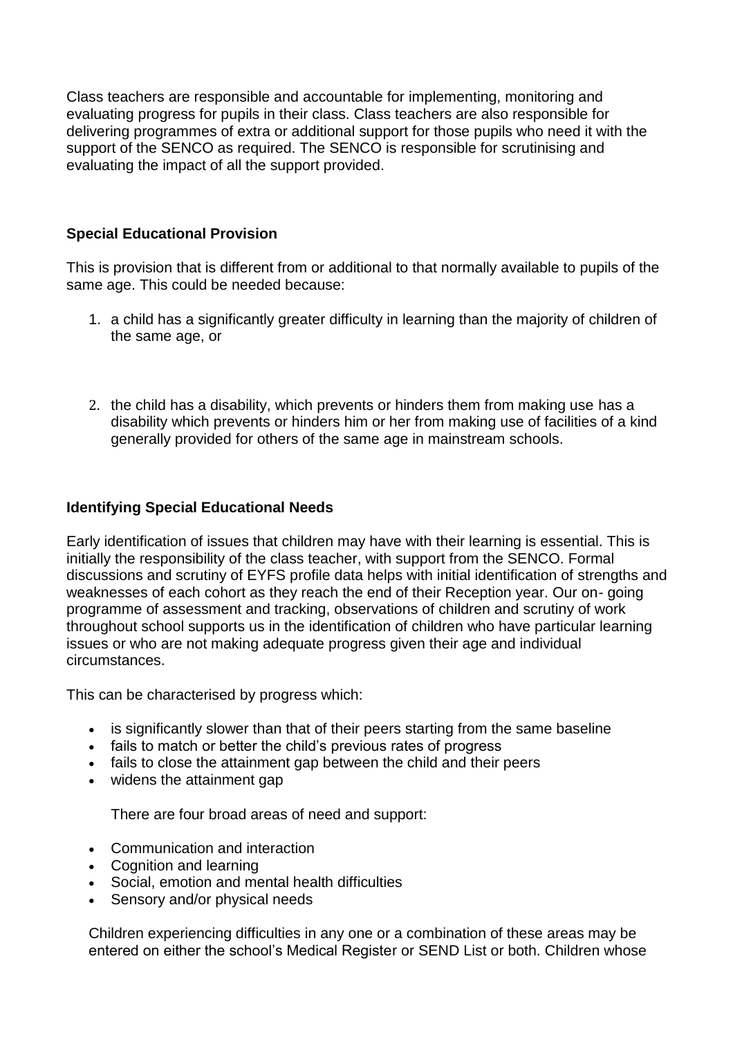Class teachers are responsible and accountable for implementing, monitoring and evaluating progress for pupils in their class. Class teachers are also responsible for delivering programmes of extra or additional support for those pupils who need it with the support of the SENCO as required. The SENCO is responsible for scrutinising and evaluating the impact of all the support provided.

**Special Educational Provision**

This is provision that is different from or additional to that normally available to pupils of the same age. This could be needed because:

1. a child has a significantly greater difficulty in learning than the majority of children of the same age, or

2. the child has a disability, which prevents or hinders them from making use has a disability which prevents or hinders him or her from making use of facilities of a kind generally provided for others of the same age in mainstream schools.

**Identifying Special Educational Needs**

Early identification of issues that children may have with their learning is essential. This is initially the responsibility of the class teacher, with support from the SENCO. Formal discussions and scrutiny of EYFS profile data helps with initial identification of strengths and weaknesses of each cohort as they reach the end of their Reception year. Our on- going programme of assessment and tracking, observations of children and scrutiny of work throughout school supports us in the identification of children who have particular learning issues or who are not making adequate progress given their age and individual circumstances.

This can be characterised by progress which:

- is significantly slower than that of their peers starting from the same baseline
- fails to match or better the child's previous rates of progress
- fails to close the attainment gap between the child and their peers
- widens the attainment gap

There are four broad areas of need and support:

- Communication and interaction
- Cognition and learning
- Social, emotion and mental health difficulties
- Sensory and/or physical needs

Children experiencing difficulties in any one or a combination of these areas may be entered on either the school's Medical Register or SEND List or both. Children whose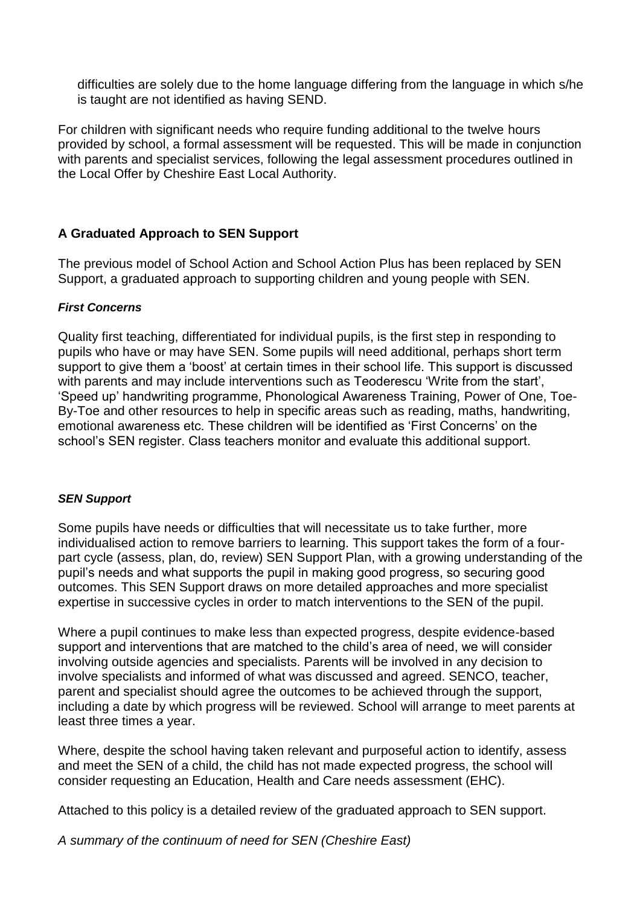difficulties are solely due to the home language differing from the language in which s/he is taught are not identified as having SEND.

For children with significant needs who require funding additional to the twelve hours provided by school, a formal assessment will be requested. This will be made in conjunction with parents and specialist services, following the legal assessment procedures outlined in the Local Offer by Cheshire East Local Authority.

## A Graduated Approach to SEN Support

The previous model of School Action and School Action Plus has been replaced by SEN Support, a graduated approach to supporting children and young people with SEN.

### *First Concerns*

Quality first teaching, differentiated for individual pupils, is the first step in responding to pupils who have or may have SEN. Some pupils will need additional, perhaps short term support to give them a 'boost' at certain times in their school life. This support is discussed with parents and may include interventions such as Teoderescu 'Write from the start', 'Speed up' handwriting programme, Phonological Awareness Training, Power of One, Toe-By-Toe and other resources to help in specific areas such as reading, maths, handwriting, emotional awareness etc. These children will be identified as 'First Concerns' on the school's SEN register. Class teachers monitor and evaluate this additional support.

### *SEN Support*

Some pupils have needs or difficulties that will necessitate us to take further, more individualised action to remove barriers to learning. This support takes the form of a four-part cycle (assess, plan, do, review) SEN Support Plan, with a growing understanding of the pupil's needs and what supports the pupil in making good progress, so securing good outcomes. This SEN Support draws on more detailed approaches and more specialist expertise in successive cycles in order to match interventions to the SEN of the pupil.

Where a pupil continues to make less than expected progress, despite evidence-based support and interventions that are matched to the child's area of need, we will consider involving outside agencies and specialists. Parents will be involved in any decision to involve specialists and informed of what was discussed and agreed. SENCO, teacher, parent and specialist should agree the outcomes to be achieved through the support, including a date by which progress will be reviewed. School will arrange to meet parents at least three times a year.

Where, despite the school having taken relevant and purposeful action to identify, assess and meet the SEN of a child, the child has not made expected progress, the school will consider requesting an Education, Health and Care needs assessment (EHC).

Attached to this policy is a detailed review of the graduated approach to SEN support.

*A summary of the continuum of need for SEN (Cheshire East)*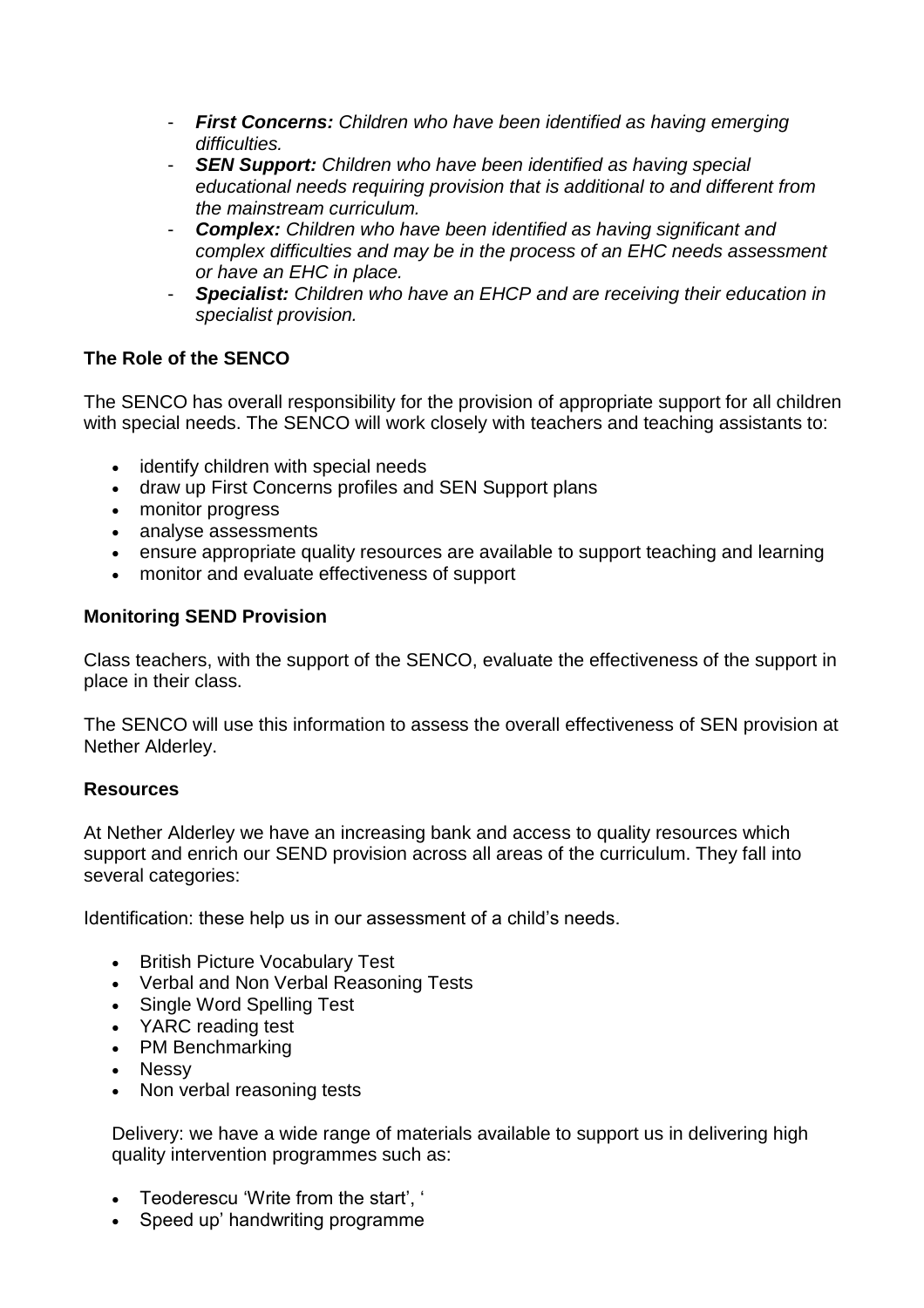- ***First Concerns:*** *Children who have been identified as having emerging difficulties.*
- ***SEN Support:*** *Children who have been identified as having special educational needs requiring provision that is additional to and different from the mainstream curriculum.*
- ***Complex:*** *Children who have been identified as having significant and complex difficulties and may be in the process of an EHC needs assessment or have an EHC in place.*
- ***Specialist:*** *Children who have an EHCP and are receiving their education in specialist provision.*

**The Role of the SENCO**

The SENCO has overall responsibility for the provision of appropriate support for all children with special needs. The SENCO will work closely with teachers and teaching assistants to:

- identify children with special needs
- draw up First Concerns profiles and SEN Support plans
- monitor progress
- analyse assessments
- ensure appropriate quality resources are available to support teaching and learning
- monitor and evaluate effectiveness of support

**Monitoring SEND Provision**

Class teachers, with the support of the SENCO, evaluate the effectiveness of the support in place in their class.

The SENCO will use this information to assess the overall effectiveness of SEN provision at Nether Alderley.

**Resources**

At Nether Alderley we have an increasing bank and access to quality resources which support and enrich our SEND provision across all areas of the curriculum. They fall into several categories:

Identification: these help us in our assessment of a child's needs.

- British Picture Vocabulary Test
- Verbal and Non Verbal Reasoning Tests
- Single Word Spelling Test
- YARC reading test
- PM Benchmarking
- Nessy
- Non verbal reasoning tests

Delivery: we have a wide range of materials available to support us in delivering high quality intervention programmes such as:

- Teoderescu 'Write from the start', '
- Speed up' handwriting programme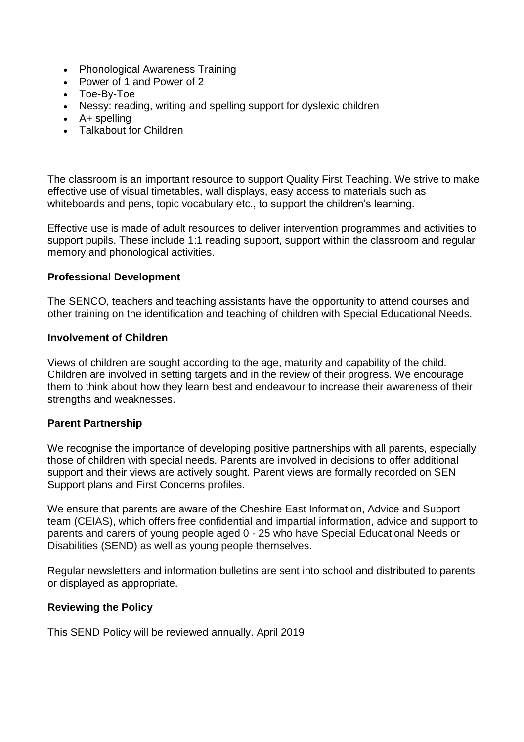- Phonological Awareness Training
- Power of 1 and Power of 2
- Toe-By-Toe
- Nessy: reading, writing and spelling support for dyslexic children
- A+ spelling
- Talkabout for Children

The classroom is an important resource to support Quality First Teaching. We strive to make effective use of visual timetables, wall displays, easy access to materials such as whiteboards and pens, topic vocabulary etc., to support the children's learning.

Effective use is made of adult resources to deliver intervention programmes and activities to support pupils. These include 1:1 reading support, support within the classroom and regular memory and phonological activities.

**Professional Development**

The SENCO, teachers and teaching assistants have the opportunity to attend courses and other training on the identification and teaching of children with Special Educational Needs.

**Involvement of Children**

Views of children are sought according to the age, maturity and capability of the child. Children are involved in setting targets and in the review of their progress. We encourage them to think about how they learn best and endeavour to increase their awareness of their strengths and weaknesses.

**Parent Partnership**

We recognise the importance of developing positive partnerships with all parents, especially those of children with special needs. Parents are involved in decisions to offer additional support and their views are actively sought. Parent views are formally recorded on SEN Support plans and First Concerns profiles.

We ensure that parents are aware of the Cheshire East Information, Advice and Support team (CEIAS), which offers free confidential and impartial information, advice and support to parents and carers of young people aged 0 - 25 who have Special Educational Needs or Disabilities (SEND) as well as young people themselves.

Regular newsletters and information bulletins are sent into school and distributed to parents or displayed as appropriate.

**Reviewing the Policy**

This SEND Policy will be reviewed annually. April 2019